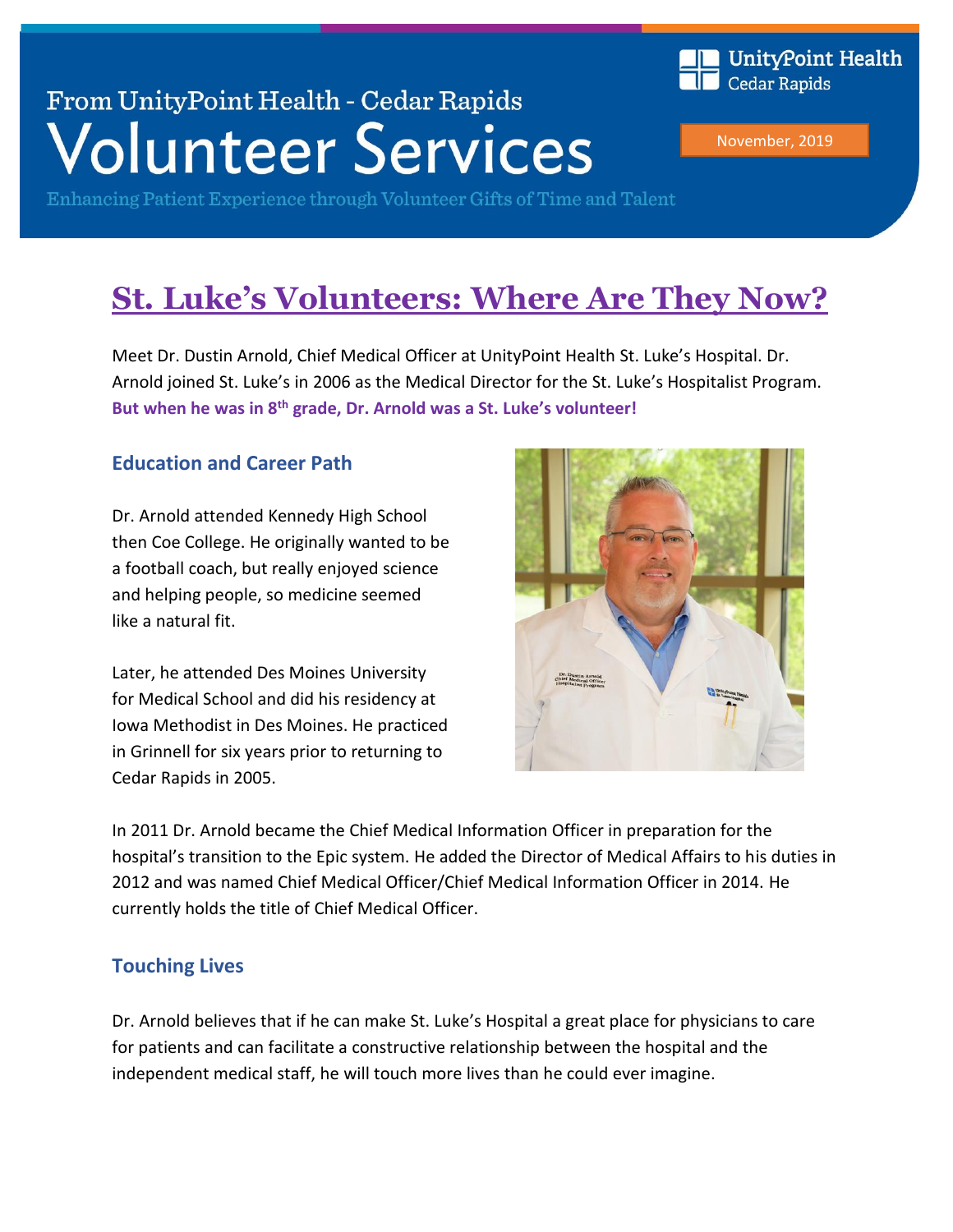From UnityPoint Health - Cedar Rapids

# Volunteer Services

Enhancing Patient Experience through Volunteer Gifts of Time and Talent

UnityPoint Health Cedar Rapids

November, 2019

## St. Luke's Volunteers: Where Are They Now?

Meet Dr. Dustin Arnold, Chief Medical Officer at UnityPoint Health St. Luke's Hospital. Dr. Arnold joined St. Luke's in 2006 as the Medical Director for the St. Luke's Hospitalist Program. **But when he was in 8th grade, Dr. Arnold was a St. Luke's volunteer!**

### Education and Career Path

Dr. Arnold attended Kennedy High School then Coe College. He originally wanted to be a football coach, but really enjoyed science and helping people, so medicine seemed like a natural fit.

Later, he attended Des Moines University for Medical School and did his residency at Iowa Methodist in Des Moines. He practiced in Grinnell for six years prior to returning to Cedar Rapids in 2005.

In 2011 Dr. Arnold became the Chief Medical Information Officer in preparation for the hospital's transition to the Epic system. He added the Director of Medical Affairs to his duties in 2012 and was named Chief Medical Officer/Chief Medical Information Officer in 2014. He currently holds the title of Chief Medical Officer.

### Touching Lives

Dr. Arnold believes that if he can make St. Luke's Hospital a great place for physicians to care for patients and can facilitate a constructive relationship between the hospital and the independent medical staff, he will touch more lives than he could ever imagine.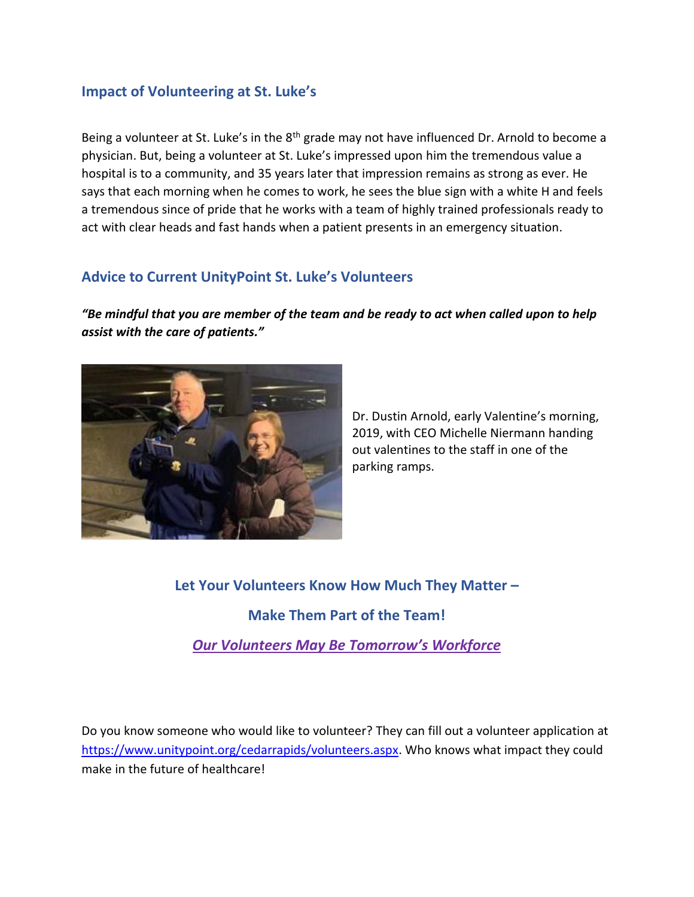## Impact of Volunteering at St. Luke's

Being a volunteer at St. Luke's in the 8th grade may not have influenced Dr. Arnold to become a physician. But, being a volunteer at St. Luke's impressed upon him the tremendous value a hospital is to a community, and 35 years later that impression remains as strong as ever. He says that each morning when he comes to work, he sees the blue sign with a white H and feels a tremendous since of pride that he works with a team of highly trained professionals ready to act with clear heads and fast hands when a patient presents in an emergency situation.

## Advice to Current UnityPoint St. Luke's Volunteers

***"Be mindful that you are member of the team and be ready to act when called upon to help assist with the care of patients."***

Dr. Dustin Arnold, early Valentine's morning, 2019, with CEO Michelle Niermann handing out valentines to the staff in one of the parking ramps.

**Let Your Volunteers Know How Much They Matter –**

**Make Them Part of the Team!**

***Our Volunteers May Be Tomorrow's Workforce***

Do you know someone who would like to volunteer? They can fill out a volunteer application at https://www.unitypoint.org/cedarrapids/volunteers.aspx. Who knows what impact they could make in the future of healthcare!